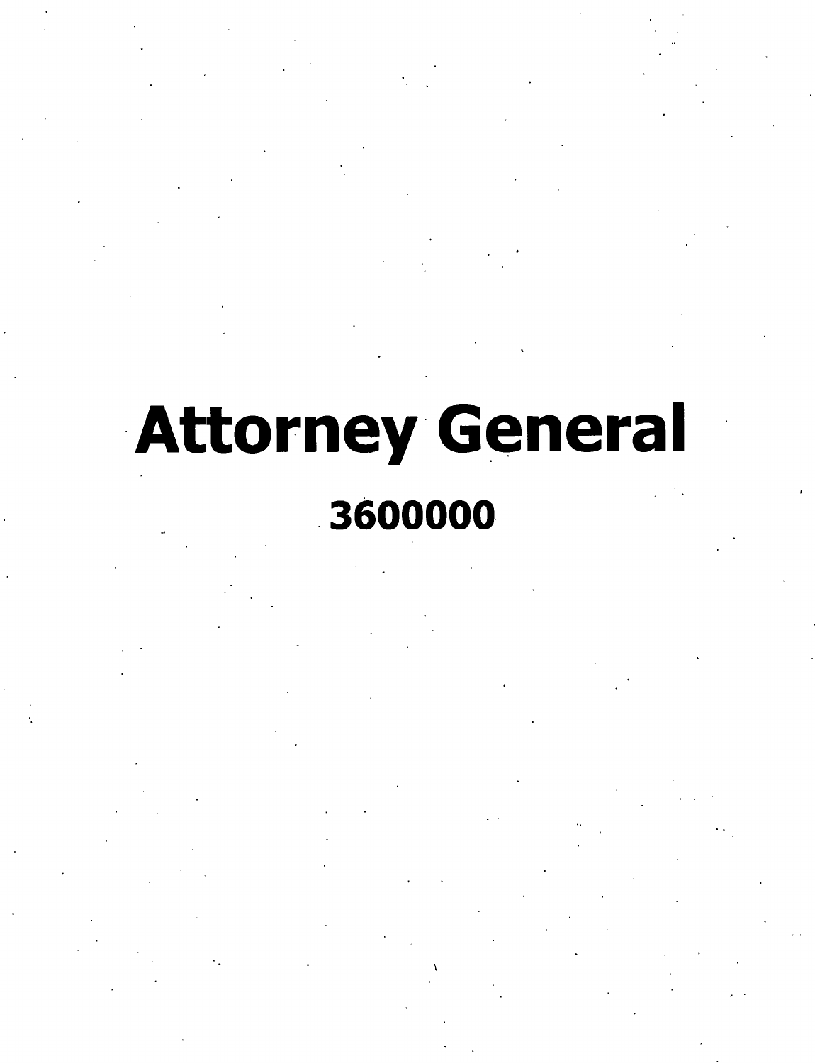# Attorney General

## 3600000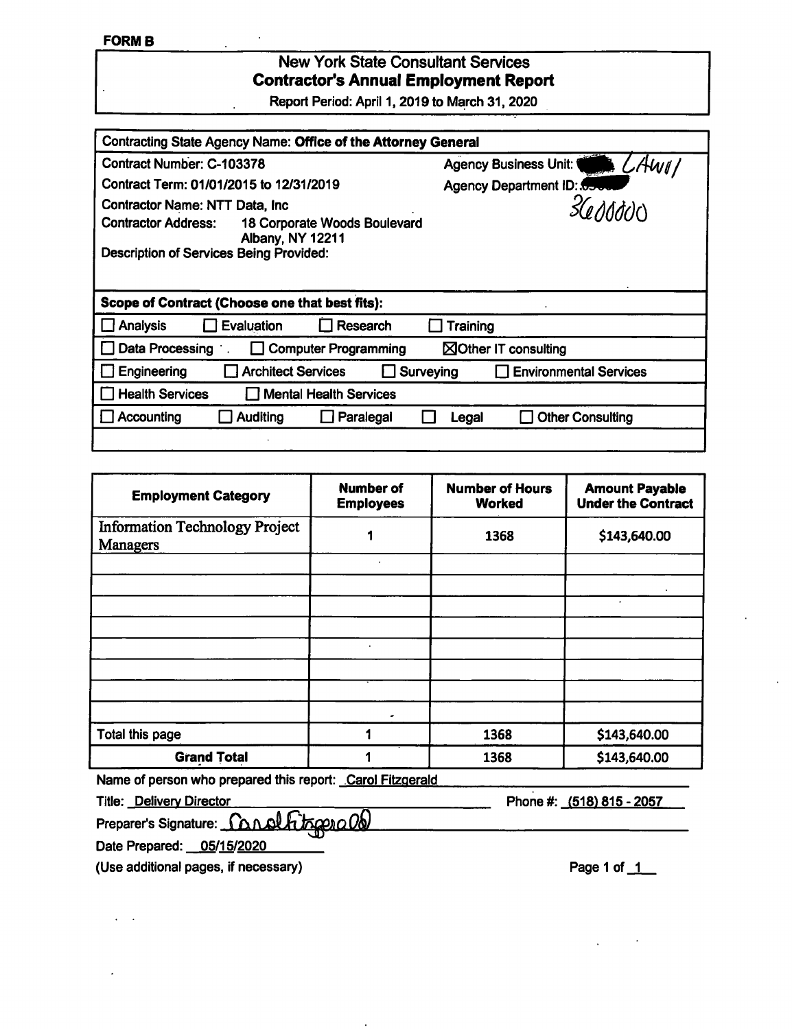**FORM B**

# New York State Consultant Services
## Contractor's Annual Employment Report

Report Period: April 1, 2019 to March 31, 2020

**Contracting State Agency Name: Office of the Attorney General**

Contract Number: C-103378 — Agency Business Unit: LAW01

Contract Term: 01/01/2015 to 12/31/2019 — Agency Department ID: 3600000

Contractor Name: NTT Data, Inc

Contractor Address: 18 Corporate Woods Boulevard, Albany, NY 12211

Description of Services Being Provided:

**Scope of Contract (Choose one that best fits):**

☐ Analysis ☐ Evaluation ☐ Research ☐ Training

☐ Data Processing ☐ Computer Programming ☒ Other IT consulting

☐ Engineering ☐ Architect Services ☐ Surveying ☐ Environmental Services

☐ Health Services ☐ Mental Health Services

☐ Accounting ☐ Auditing ☐ Paralegal ☐ Legal ☐ Other Consulting

| Employment Category | Number of Employees | Number of Hours Worked | Amount Payable Under the Contract |
|---|---|---|---|
| Information Technology Project Managers | 1 | 1368 | $143,640.00 |
| | | | |
| | | | |
| | | | |
| | | | |
| | | | |
| | | | |
| | | | |
| | | | |
| Total this page | 1 | 1368 | $143,640.00 |
| **Grand Total** | 1 | 1368 | $143,640.00 |

Name of person who prepared this report: Carol Fitzgerald

Title: Delivery Director — Phone #: (518) 815 - 2057

Preparer's Signature: Carol Fitzgerald

Date Prepared: 05/15/2020

(Use additional pages, if necessary)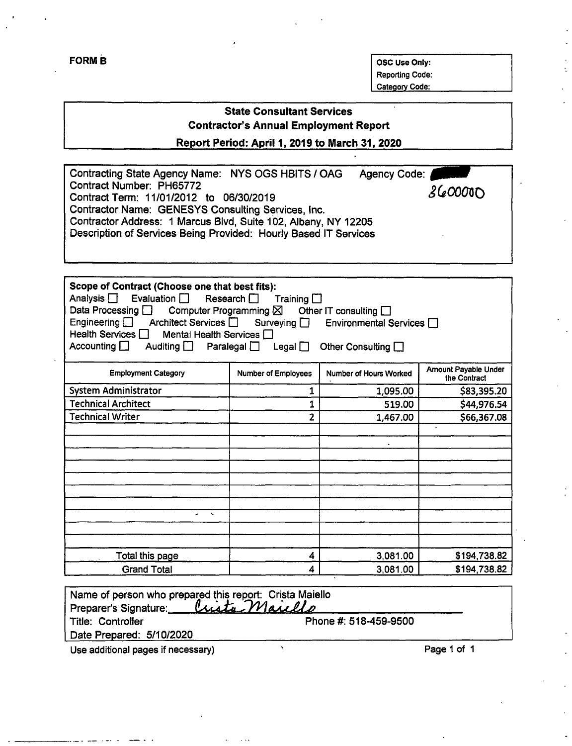**FORM B**

| OSC Use Only: |
|---|
| Reporting Code: |
| Category Code: |

## State Consultant Services
## Contractor's Annual Employment Report
### Report Period: April 1, 2019 to March 31, 2020

Contracting State Agency Name: NYS OGS HBITS / OAG Agency Code: 8600000
Contract Number: PH65772
Contract Term: 11/01/2012 to 06/30/2019
Contractor Name: GENESYS Consulting Services, Inc.
Contractor Address: 1 Marcus Blvd, Suite 102, Albany, NY 12205
Description of Services Being Provided: Hourly Based IT Services

**Scope of Contract (Choose one that best fits):**
Analysis ☐ Evaluation ☐ Research ☐ Training ☐
Data Processing ☐ Computer Programming ☒ Other IT consulting ☐
Engineering ☐ Architect Services ☐ Surveying ☐ Environmental Services ☐
Health Services ☐ Mental Health Services ☐
Accounting ☐ Auditing ☐ Paralegal ☐ Legal ☐ Other Consulting ☐

| Employment Category | Number of Employees | Number of Hours Worked | Amount Payable Under the Contract |
|---|---|---|---|
| System Administrator | 1 | 1,095.00 | $83,395.20 |
| Technical Architect | 1 | 519.00 | $44,976.54 |
| Technical Writer | 2 | 1,467.00 | $66,367.08 |
| | | | |
| | | | |
| | | | |
| | | | |
| | | | |
| | | | |
| | | | |
| | | | |
| | | | |
| | | | |
| Total this page | 4 | 3,081.00 | $194,738.82 |
| Grand Total | 4 | 3,081.00 | $194,738.82 |

Name of person who prepared this report: Crista Maiello
Preparer's Signature: Crista Maiello
Title: Controller Phone #: 518-459-9500
Date Prepared: 5/10/2020

Use additional pages if necessary)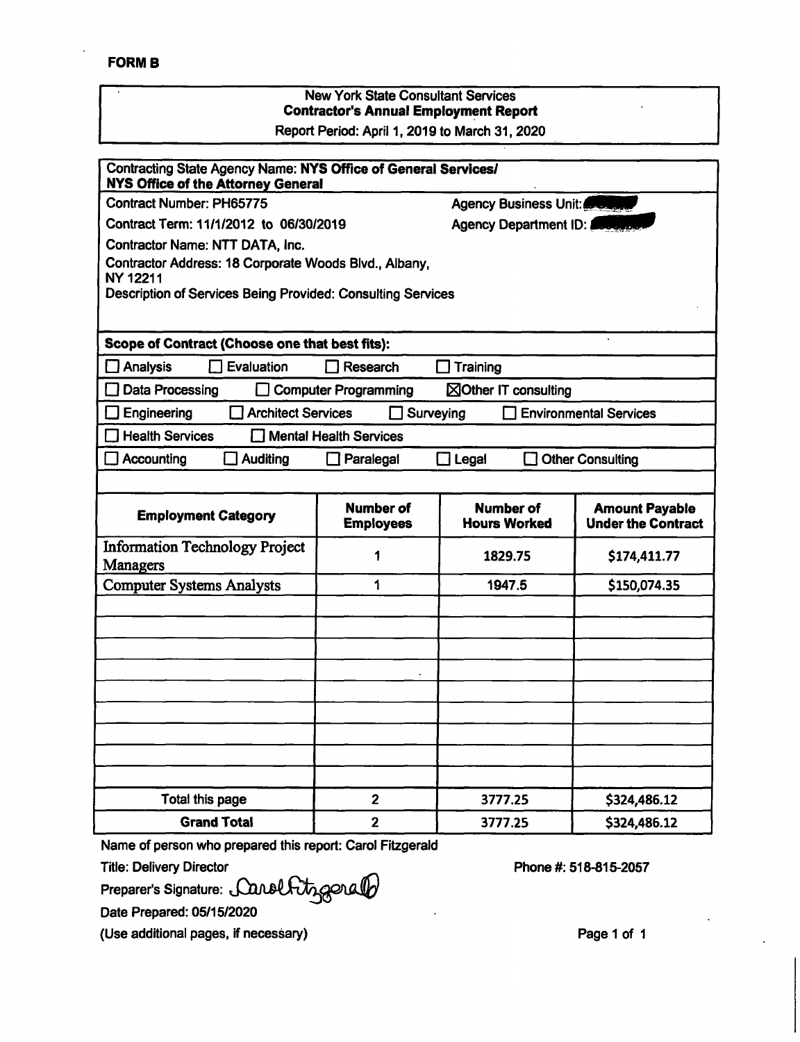**FORM B**

New York State Consultant Services
**Contractor's Annual Employment Report**
Report Period: April 1, 2019 to March 31, 2020

Contracting State Agency Name: **NYS Office of General Services/ NYS Office of the Attorney General**

Contract Number: PH65775 Agency Business Unit:

Contract Term: 11/1/2012 to 06/30/2019 Agency Department ID:

Contractor Name: NTT DATA, Inc.

Contractor Address: 18 Corporate Woods Blvd., Albany, NY 12211

Description of Services Being Provided: Consulting Services

**Scope of Contract (Choose one that best fits):**

☐ Analysis ☐ Evaluation ☐ Research ☐ Training

☐ Data Processing ☐ Computer Programming ☒ Other IT consulting

☐ Engineering ☐ Architect Services ☐ Surveying ☐ Environmental Services

☐ Health Services ☐ Mental Health Services

☐ Accounting ☐ Auditing ☐ Paralegal ☐ Legal ☐ Other Consulting

| Employment Category | Number of Employees | Number of Hours Worked | Amount Payable Under the Contract |
|---|---|---|---|
| Information Technology Project Managers | 1 | 1829.75 | $174,411.77 |
| Computer Systems Analysts | 1 | 1947.5 | $150,074.35 |
| | | | |
| | | | |
| | | | |
| | | | |
| | | | |
| | | | |
| | | | |
| | | | |
| | | | |
| Total this page | 2 | 3777.25 | $324,486.12 |
| **Grand Total** | 2 | 3777.25 | $324,486.12 |

Name of person who prepared this report: Carol Fitzgerald

Title: Delivery Director Phone #: 518-815-2057

Preparer's Signature: Carol Fitzgerald

Date Prepared: 05/15/2020

(Use additional pages, if necessary)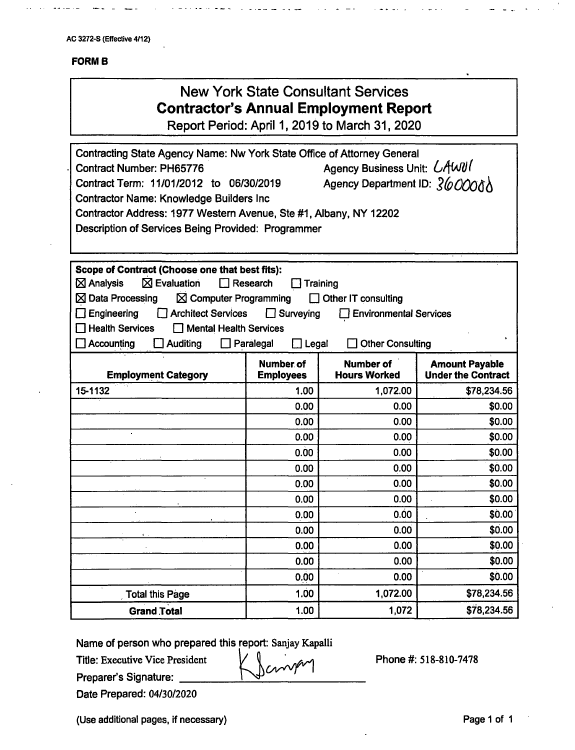AC 3272-S (Effective 4/12)

**FORM B**

# New York State Consultant Services
## Contractor's Annual Employment Report
Report Period: April 1, 2019 to March 31, 2020

Contracting State Agency Name: Nw York State Office of Attorney General
Contract Number: PH65776 Agency Business Unit: LAW01
Contract Term: 11/01/2012 to 06/30/2019 Agency Department ID: 3600000
Contractor Name: Knowledge Builders Inc
Contractor Address: 1977 Western Avenue, Ste #1, Albany, NY 12202
Description of Services Being Provided: Programmer

**Scope of Contract (Choose one that best fits):**

☒ Analysis ☒ Evaluation ☐ Research ☐ Training
☒ Data Processing ☒ Computer Programming ☐ Other IT consulting
☐ Engineering ☐ Architect Services ☐ Surveying ☐ Environmental Services
☐ Health Services ☐ Mental Health Services
☐ Accounting ☐ Auditing ☐ Paralegal ☐ Legal ☐ Other Consulting

| Employment Category | Number of Employees | Number of Hours Worked | Amount Payable Under the Contract |
|---|---|---|---|
| 15-1132 | 1.00 | 1,072.00 | $78,234.56 |
| | 0.00 | 0.00 | $0.00 |
| | 0.00 | 0.00 | $0.00 |
| | 0.00 | 0.00 | $0.00 |
| | 0.00 | 0.00 | $0.00 |
| | 0.00 | 0.00 | $0.00 |
| | 0.00 | 0.00 | $0.00 |
| | 0.00 | 0.00 | $0.00 |
| | 0.00 | 0.00 | $0.00 |
| | 0.00 | 0.00 | $0.00 |
| | 0.00 | 0.00 | $0.00 |
| | 0.00 | 0.00 | $0.00 |
| | 0.00 | 0.00 | $0.00 |
| Total this Page | 1.00 | 1,072.00 | $78,234.56 |
| **Grand Total** | 1.00 | 1,072 | $78,234.56 |

Name of person who prepared this report: Sanjay Kapalli
Title: Executive Vice President
Phone #: 518-810-7478
Preparer's Signature: KSanjay
Date Prepared: 04/30/2020

(Use additional pages, if necessary)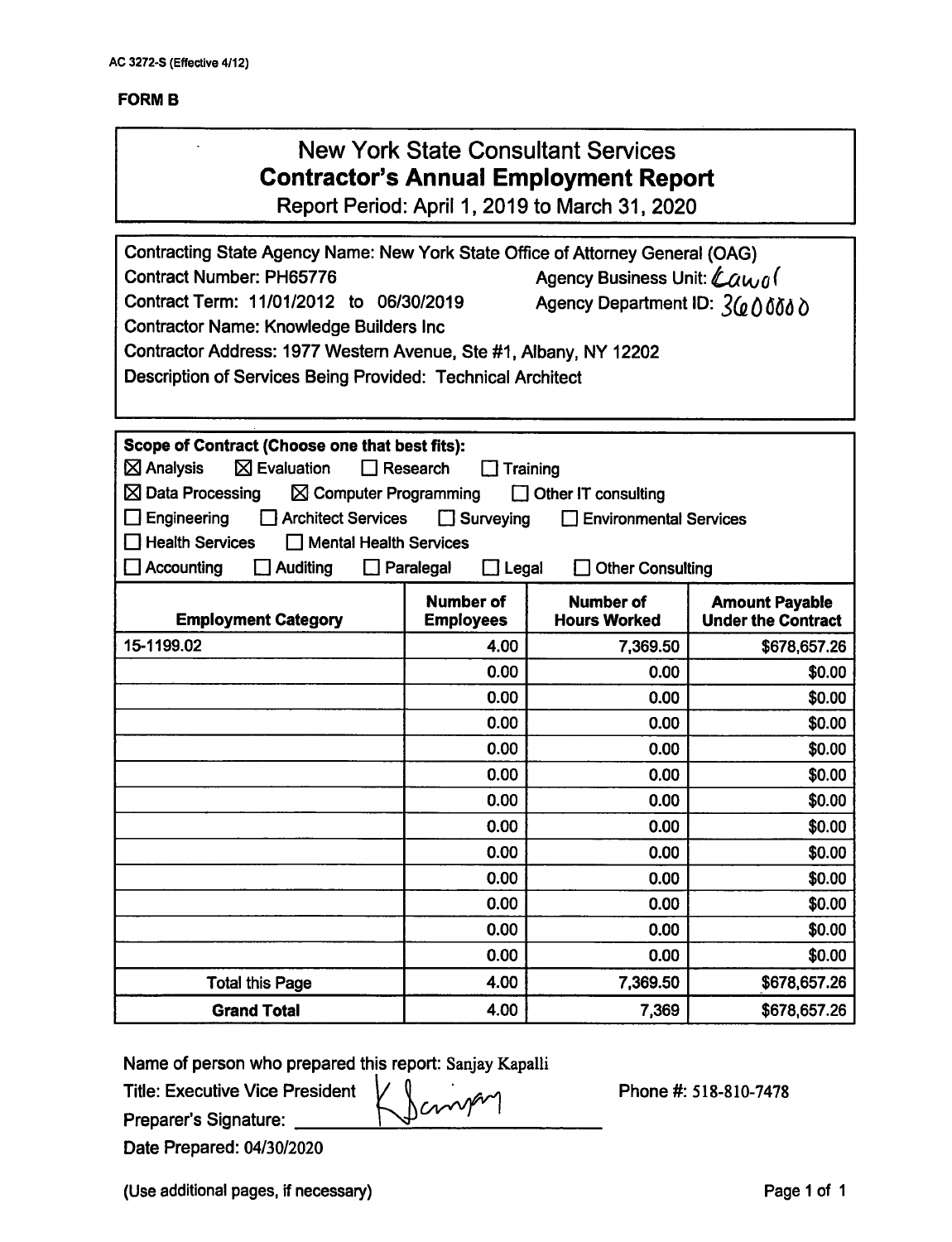AC 3272-S (Effective 4/12)

**FORM B**

# New York State Consultant Services
## Contractor's Annual Employment Report
Report Period: April 1, 2019 to March 31, 2020

Contracting State Agency Name: New York State Office of Attorney General (OAG)
Contract Number: PH65776 Agency Business Unit: Law01
Contract Term: 11/01/2012 to 06/30/2019 Agency Department ID: 3600000
Contractor Name: Knowledge Builders Inc
Contractor Address: 1977 Western Avenue, Ste #1, Albany, NY 12202
Description of Services Being Provided: Technical Architect

**Scope of Contract (Choose one that best fits):**

☒ Analysis ☒ Evaluation ☐ Research ☐ Training
☒ Data Processing ☒ Computer Programming ☐ Other IT consulting
☐ Engineering ☐ Architect Services ☐ Surveying ☐ Environmental Services
☐ Health Services ☐ Mental Health Services
☐ Accounting ☐ Auditing ☐ Paralegal ☐ Legal ☐ Other Consulting

| Employment Category | Number of Employees | Number of Hours Worked | Amount Payable Under the Contract |
|---|---|---|---|
| 15-1199.02 | 4.00 | 7,369.50 | $678,657.26 |
| | 0.00 | 0.00 | $0.00 |
| | 0.00 | 0.00 | $0.00 |
| | 0.00 | 0.00 | $0.00 |
| | 0.00 | 0.00 | $0.00 |
| | 0.00 | 0.00 | $0.00 |
| | 0.00 | 0.00 | $0.00 |
| | 0.00 | 0.00 | $0.00 |
| | 0.00 | 0.00 | $0.00 |
| | 0.00 | 0.00 | $0.00 |
| | 0.00 | 0.00 | $0.00 |
| | 0.00 | 0.00 | $0.00 |
| | 0.00 | 0.00 | $0.00 |
| Total this Page | 4.00 | 7,369.50 | $678,657.26 |
| **Grand Total** | 4.00 | 7,369 | $678,657.26 |

Name of person who prepared this report: Sanjay Kapalli
Title: Executive Vice President
Preparer's Signature: K Sanjay
Phone #: 518-810-7478
Date Prepared: 04/30/2020

(Use additional pages, if necessary)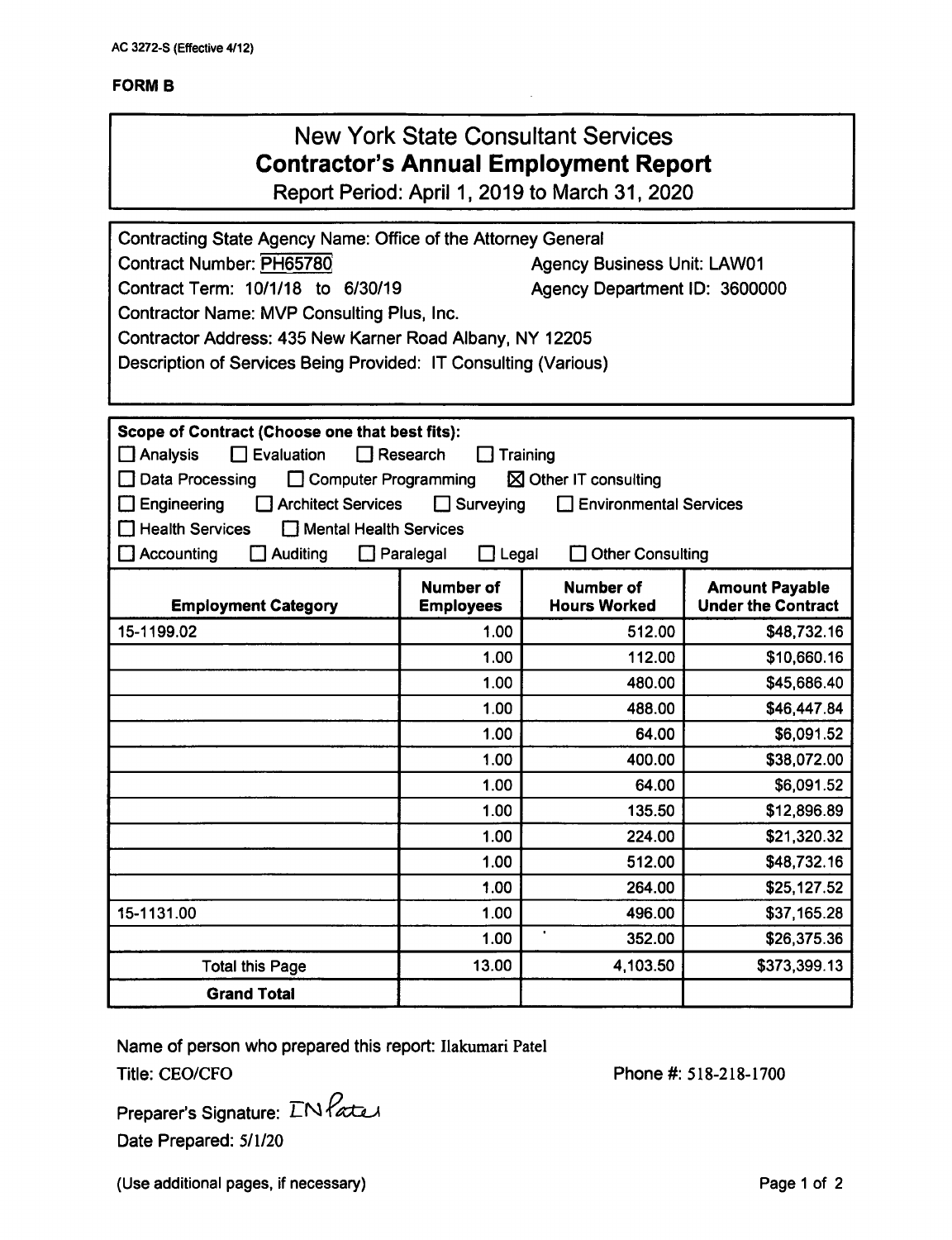AC 3272-S (Effective 4/12)

**FORM B**

# New York State Consultant Services
## Contractor's Annual Employment Report

Report Period: April 1, 2019 to March 31, 2020

Contracting State Agency Name: Office of the Attorney General
Contract Number: PH65780 | Agency Business Unit: LAW01
Contract Term: 10/1/18 to 6/30/19 | Agency Department ID: 3600000
Contractor Name: MVP Consulting Plus, Inc.
Contractor Address: 435 New Karner Road Albany, NY 12205
Description of Services Being Provided: IT Consulting (Various)

**Scope of Contract (Choose one that best fits):**

☐ Analysis ☐ Evaluation ☐ Research ☐ Training
☐ Data Processing ☐ Computer Programming ☒ Other IT consulting
☐ Engineering ☐ Architect Services ☐ Surveying ☐ Environmental Services
☐ Health Services ☐ Mental Health Services
☐ Accounting ☐ Auditing ☐ Paralegal ☐ Legal ☐ Other Consulting

| Employment Category | Number of Employees | Number of Hours Worked | Amount Payable Under the Contract |
|---|---|---|---|
| 15-1199.02 | 1.00 | 512.00 | $48,732.16 |
| | 1.00 | 112.00 | $10,660.16 |
| | 1.00 | 480.00 | $45,686.40 |
| | 1.00 | 488.00 | $46,447.84 |
| | 1.00 | 64.00 | $6,091.52 |
| | 1.00 | 400.00 | $38,072.00 |
| | 1.00 | 64.00 | $6,091.52 |
| | 1.00 | 135.50 | $12,896.89 |
| | 1.00 | 224.00 | $21,320.32 |
| | 1.00 | 512.00 | $48,732.16 |
| | 1.00 | 264.00 | $25,127.52 |
| 15-1131.00 | 1.00 | 496.00 | $37,165.28 |
| | 1.00 | 352.00 | $26,375.36 |
| Total this Page | 13.00 | 4,103.50 | $373,399.13 |
| **Grand Total** | | | |

Name of person who prepared this report: Ilakumari Patel
Title: CEO/CFO | Phone #: 518-218-1700

Preparer's Signature: IN Patel
Date Prepared: 5/1/20

(Use additional pages, if necessary)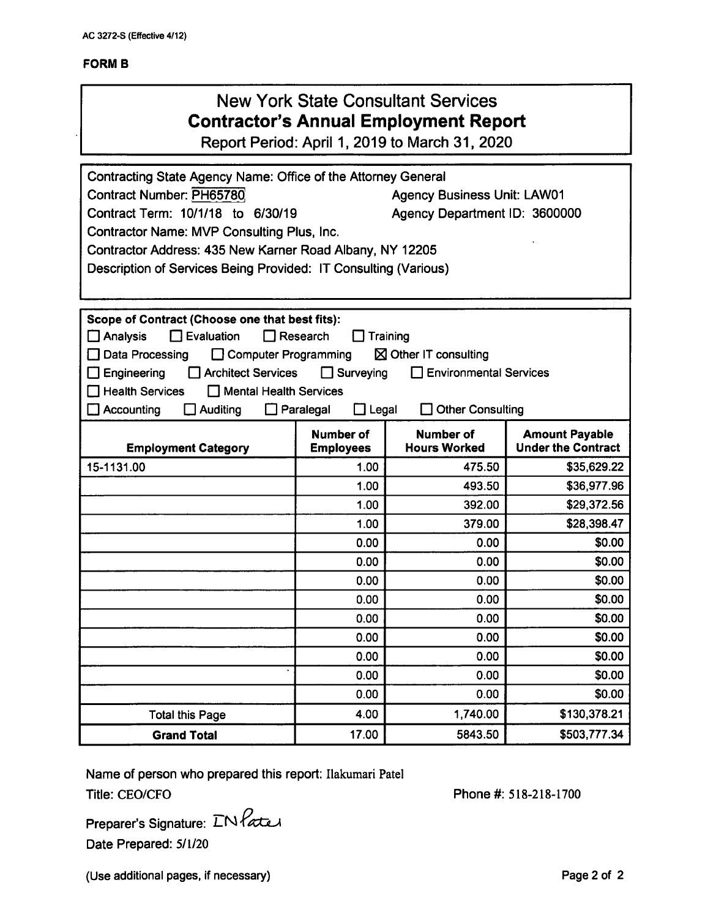AC 3272-S (Effective 4/12)

**FORM B**

# New York State Consultant Services
## Contractor's Annual Employment Report
Report Period: April 1, 2019 to March 31, 2020

Contracting State Agency Name: Office of the Attorney General
Contract Number: PH65780 Agency Business Unit: LAW01
Contract Term: 10/1/18 to 6/30/19 Agency Department ID: 3600000
Contractor Name: MVP Consulting Plus, Inc.
Contractor Address: 435 New Karner Road Albany, NY 12205
Description of Services Being Provided: IT Consulting (Various)

**Scope of Contract (Choose one that best fits):**

☐ Analysis ☐ Evaluation ☐ Research ☐ Training
☐ Data Processing ☐ Computer Programming ☒ Other IT consulting
☐ Engineering ☐ Architect Services ☐ Surveying ☐ Environmental Services
☐ Health Services ☐ Mental Health Services
☐ Accounting ☐ Auditing ☐ Paralegal ☐ Legal ☐ Other Consulting

| Employment Category | Number of Employees | Number of Hours Worked | Amount Payable Under the Contract |
|---|---|---|---|
| 15-1131.00 | 1.00 | 475.50 | $35,629.22 |
| | 1.00 | 493.50 | $36,977.96 |
| | 1.00 | 392.00 | $29,372.56 |
| | 1.00 | 379.00 | $28,398.47 |
| | 0.00 | 0.00 | $0.00 |
| | 0.00 | 0.00 | $0.00 |
| | 0.00 | 0.00 | $0.00 |
| | 0.00 | 0.00 | $0.00 |
| | 0.00 | 0.00 | $0.00 |
| | 0.00 | 0.00 | $0.00 |
| | 0.00 | 0.00 | $0.00 |
| | 0.00 | 0.00 | $0.00 |
| | 0.00 | 0.00 | $0.00 |
| Total this Page | 4.00 | 1,740.00 | $130,378.21 |
| **Grand Total** | 17.00 | 5843.50 | $503,777.34 |

Name of person who prepared this report: Ilakumari Patel
Title: CEO/CFO Phone #: 518-218-1700

Preparer's Signature: IN Patel
Date Prepared: 5/1/20

(Use additional pages, if necessary)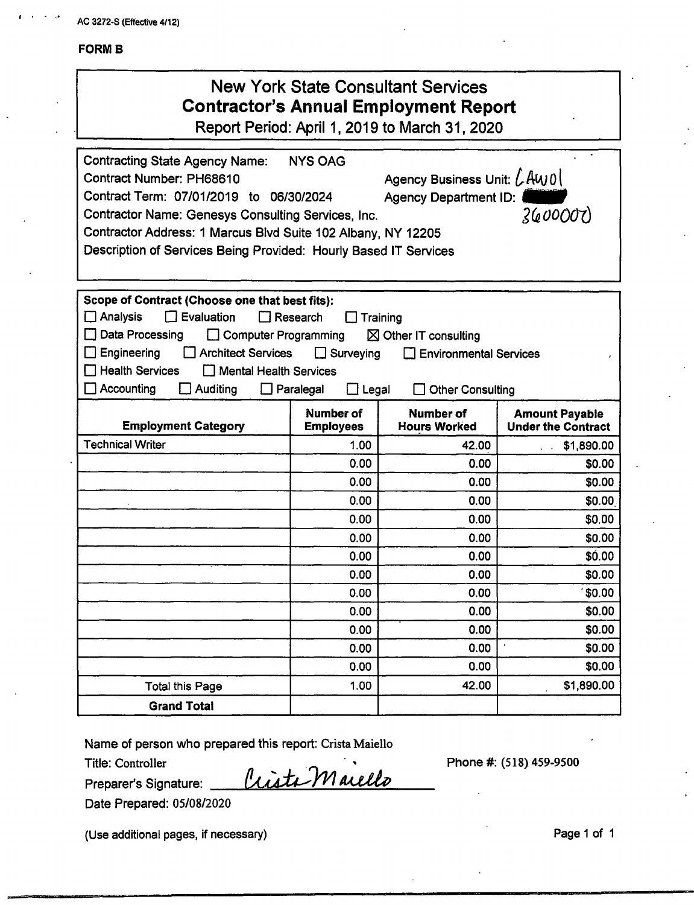AC 3272-S (Effective 4/12)

**FORM B**

# New York State Consultant Services
## Contractor's Annual Employment Report
Report Period: April 1, 2019 to March 31, 2020

Contracting State Agency Name: NYS OAG
Contract Number: PH68610 Agency Business Unit: LAW01
Contract Term: 07/01/2019 to 06/30/2024 Agency Department ID: 3600000
Contractor Name: Genesys Consulting Services, Inc.
Contractor Address: 1 Marcus Blvd Suite 102 Albany, NY 12205
Description of Services Being Provided: Hourly Based IT Services

**Scope of Contract (Choose one that best fits):**

☐ Analysis ☐ Evaluation ☐ Research ☐ Training
☐ Data Processing ☐ Computer Programming ☒ Other IT consulting
☐ Engineering ☐ Architect Services ☐ Surveying ☐ Environmental Services
☐ Health Services ☐ Mental Health Services
☐ Accounting ☐ Auditing ☐ Paralegal ☐ Legal ☐ Other Consulting

| Employment Category | Number of Employees | Number of Hours Worked | Amount Payable Under the Contract |
|---|---|---|---|
| Technical Writer | 1.00 | 42.00 | $1,890.00 |
| | 0.00 | 0.00 | $0.00 |
| | 0.00 | 0.00 | $0.00 |
| | 0.00 | 0.00 | $0.00 |
| | 0.00 | 0.00 | $0.00 |
| | 0.00 | 0.00 | $0.00 |
| | 0.00 | 0.00 | $0.00 |
| | 0.00 | 0.00 | $0.00 |
| | 0.00 | 0.00 | $0.00 |
| | 0.00 | 0.00 | $0.00 |
| | 0.00 | 0.00 | $0.00 |
| | 0.00 | 0.00 | $0.00 |
| | 0.00 | 0.00 | $0.00 |
| Total this Page | 1.00 | 42.00 | $1,890.00 |
| **Grand Total** | | | |

Name of person who prepared this report: Crista Maiello
Title: Controller Phone #: (518) 459-9500
Preparer's Signature: Crista Maiello
Date Prepared: 05/08/2020

(Use additional pages, if necessary)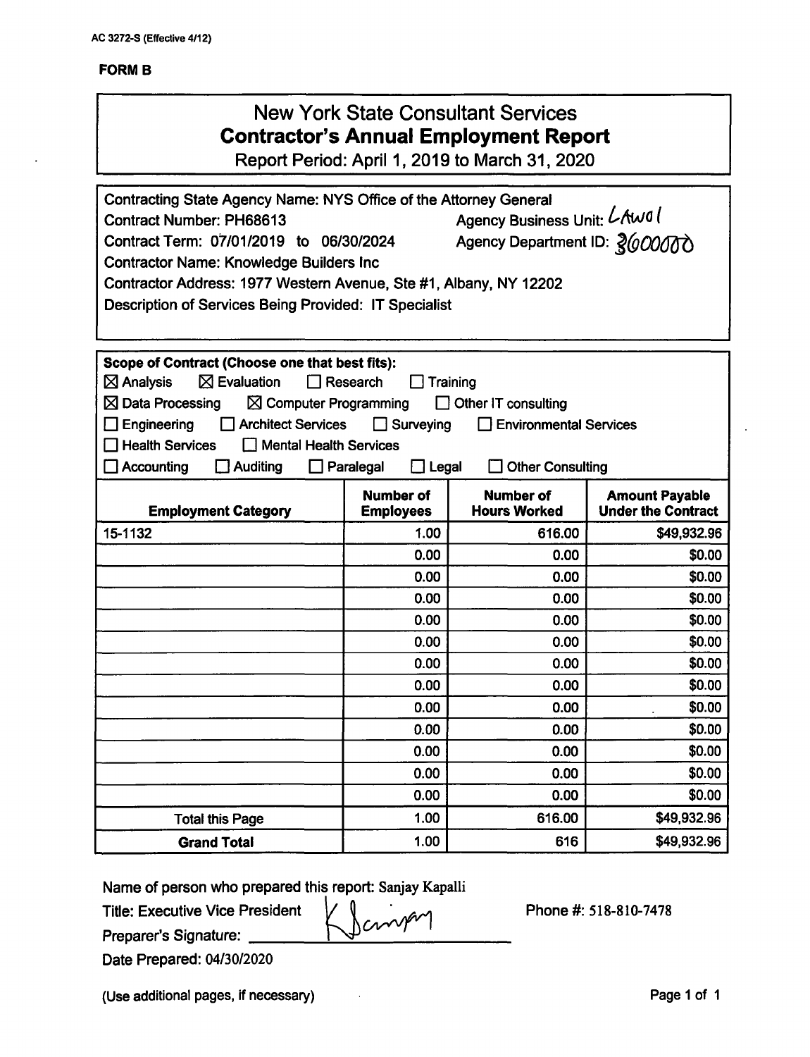AC 3272-S (Effective 4/12)

**FORM B**

# New York State Consultant Services
## Contractor's Annual Employment Report
Report Period: April 1, 2019 to March 31, 2020

Contracting State Agency Name: NYS Office of the Attorney General
Contract Number: PH68613 Agency Business Unit: LAW01
Contract Term: 07/01/2019 to 06/30/2024 Agency Department ID: 3600000
Contractor Name: Knowledge Builders Inc
Contractor Address: 1977 Western Avenue, Ste #1, Albany, NY 12202
Description of Services Being Provided: IT Specialist

**Scope of Contract (Choose one that best fits):**

☒ Analysis ☒ Evaluation ☐ Research ☐ Training
☒ Data Processing ☒ Computer Programming ☐ Other IT consulting
☐ Engineering ☐ Architect Services ☐ Surveying ☐ Environmental Services
☐ Health Services ☐ Mental Health Services
☐ Accounting ☐ Auditing ☐ Paralegal ☐ Legal ☐ Other Consulting

| Employment Category | Number of Employees | Number of Hours Worked | Amount Payable Under the Contract |
|---|---|---|---|
| 15-1132 | 1.00 | 616.00 | $49,932.96 |
| | 0.00 | 0.00 | $0.00 |
| | 0.00 | 0.00 | $0.00 |
| | 0.00 | 0.00 | $0.00 |
| | 0.00 | 0.00 | $0.00 |
| | 0.00 | 0.00 | $0.00 |
| | 0.00 | 0.00 | $0.00 |
| | 0.00 | 0.00 | $0.00 |
| | 0.00 | 0.00 | $0.00 |
| | 0.00 | 0.00 | $0.00 |
| | 0.00 | 0.00 | $0.00 |
| | 0.00 | 0.00 | $0.00 |
| | 0.00 | 0.00 | $0.00 |
| Total this Page | 1.00 | 616.00 | $49,932.96 |
| **Grand Total** | 1.00 | 616 | $49,932.96 |

Name of person who prepared this report: Sanjay Kapalli
Title: Executive Vice President
Preparer's Signature: K Sanjay
Phone #: 518-810-7478
Date Prepared: 04/30/2020

(Use additional pages, if necessary)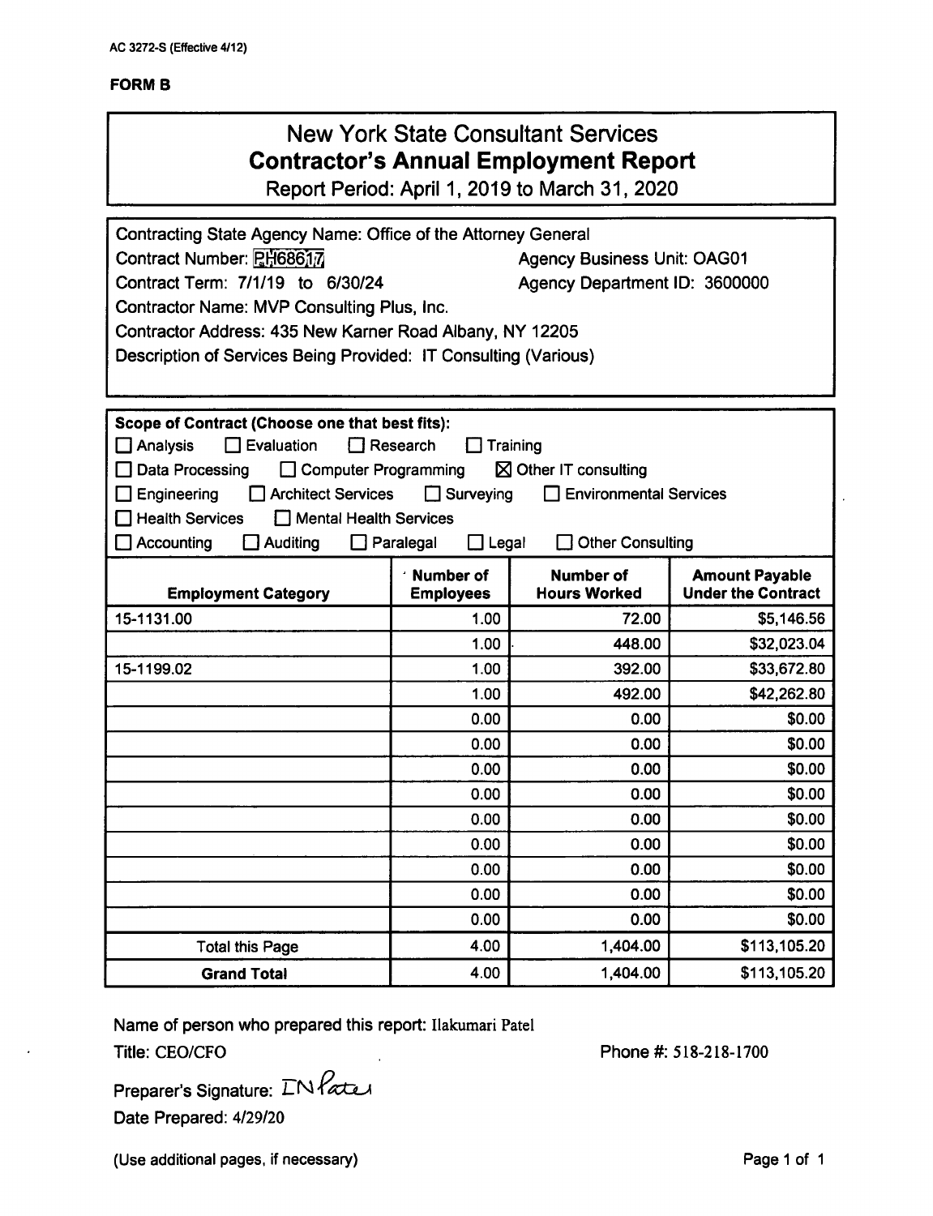AC 3272-S (Effective 4/12)

**FORM B**

# New York State Consultant Services
## Contractor's Annual Employment Report
Report Period: April 1, 2019 to March 31, 2020

Contracting State Agency Name: Office of the Attorney General
Contract Number: PH68617 — Agency Business Unit: OAG01
Contract Term: 7/1/19 to 6/30/24 — Agency Department ID: 3600000
Contractor Name: MVP Consulting Plus, Inc.
Contractor Address: 435 New Karner Road Albany, NY 12205
Description of Services Being Provided: IT Consulting (Various)

**Scope of Contract (Choose one that best fits):**

- ☐ Analysis ☐ Evaluation ☐ Research ☐ Training
- ☐ Data Processing ☐ Computer Programming ☒ Other IT consulting
- ☐ Engineering ☐ Architect Services ☐ Surveying ☐ Environmental Services
- ☐ Health Services ☐ Mental Health Services
- ☐ Accounting ☐ Auditing ☐ Paralegal ☐ Legal ☐ Other Consulting

| Employment Category | Number of Employees | Number of Hours Worked | Amount Payable Under the Contract |
|---|---|---|---|
| 15-1131.00 | 1.00 | 72.00 | $5,146.56 |
| | 1.00 | 448.00 | $32,023.04 |
| 15-1199.02 | 1.00 | 392.00 | $33,672.80 |
| | 1.00 | 492.00 | $42,262.80 |
| | 0.00 | 0.00 | $0.00 |
| | 0.00 | 0.00 | $0.00 |
| | 0.00 | 0.00 | $0.00 |
| | 0.00 | 0.00 | $0.00 |
| | 0.00 | 0.00 | $0.00 |
| | 0.00 | 0.00 | $0.00 |
| | 0.00 | 0.00 | $0.00 |
| | 0.00 | 0.00 | $0.00 |
| | 0.00 | 0.00 | $0.00 |
| Total this Page | 4.00 | 1,404.00 | $113,105.20 |
| **Grand Total** | 4.00 | 1,404.00 | $113,105.20 |

Name of person who prepared this report: Ilakumari Patel
Title: CEO/CFO — Phone #: 518-218-1700
Preparer's Signature: IN Patel
Date Prepared: 4/29/20

(Use additional pages, if necessary)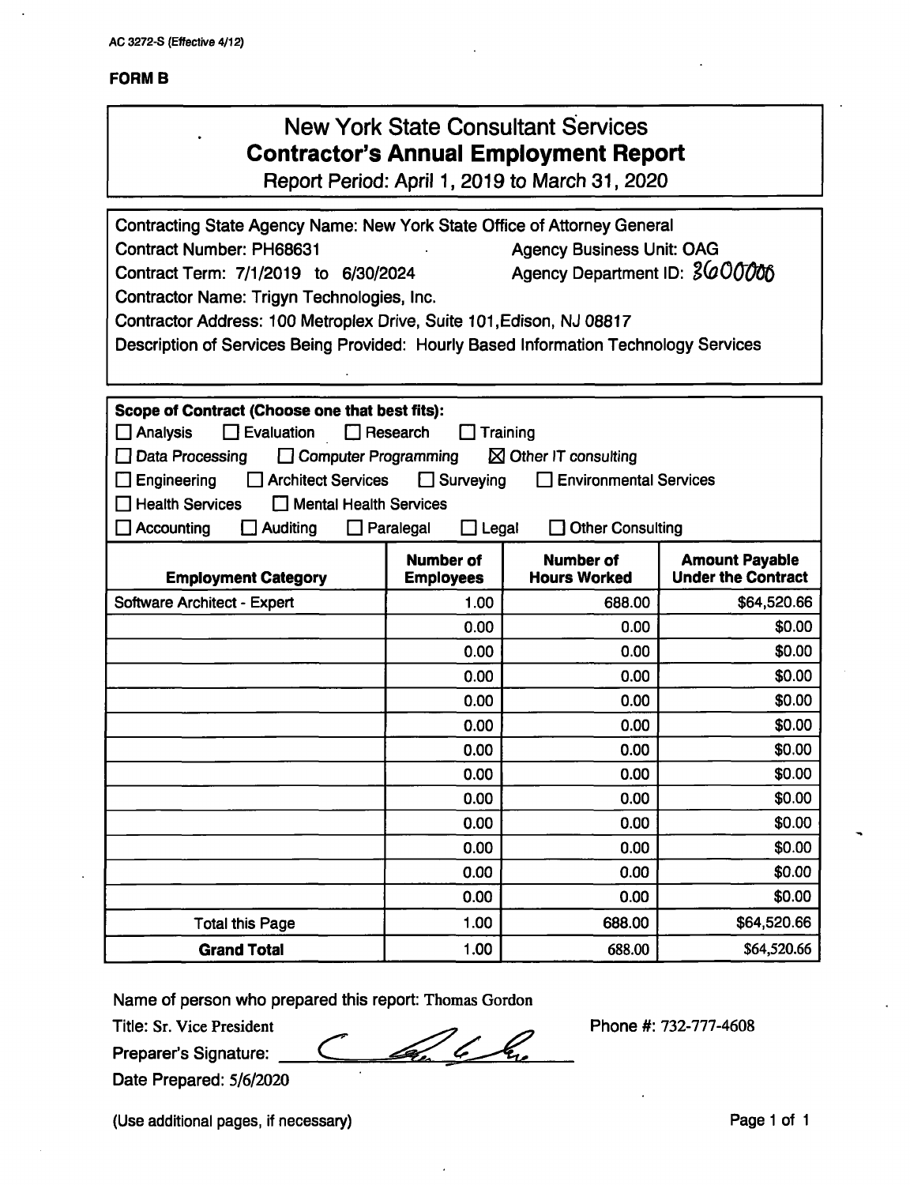AC 3272-S (Effective 4/12)

**FORM B**

# New York State Consultant Services
## Contractor's Annual Employment Report
Report Period: April 1, 2019 to March 31, 2020

Contracting State Agency Name: New York State Office of Attorney General
Contract Number: PH68631 Agency Business Unit: OAG
Contract Term: 7/1/2019 to 6/30/2024 Agency Department ID: 3600000
Contractor Name: Trigyn Technologies, Inc.
Contractor Address: 100 Metroplex Drive, Suite 101,Edison, NJ 08817
Description of Services Being Provided: Hourly Based Information Technology Services

**Scope of Contract (Choose one that best fits):**

☐ Analysis ☐ Evaluation ☐ Research ☐ Training
☐ Data Processing ☐ Computer Programming ☒ Other IT consulting
☐ Engineering ☐ Architect Services ☐ Surveying ☐ Environmental Services
☐ Health Services ☐ Mental Health Services
☐ Accounting ☐ Auditing ☐ Paralegal ☐ Legal ☐ Other Consulting

| Employment Category | Number of Employees | Number of Hours Worked | Amount Payable Under the Contract |
|---|---|---|---|
| Software Architect - Expert | 1.00 | 688.00 | $64,520.66 |
| | 0.00 | 0.00 | $0.00 |
| | 0.00 | 0.00 | $0.00 |
| | 0.00 | 0.00 | $0.00 |
| | 0.00 | 0.00 | $0.00 |
| | 0.00 | 0.00 | $0.00 |
| | 0.00 | 0.00 | $0.00 |
| | 0.00 | 0.00 | $0.00 |
| | 0.00 | 0.00 | $0.00 |
| | 0.00 | 0.00 | $0.00 |
| | 0.00 | 0.00 | $0.00 |
| | 0.00 | 0.00 | $0.00 |
| | 0.00 | 0.00 | $0.00 |
| Total this Page | 1.00 | 688.00 | $64,520.66 |
| **Grand Total** | 1.00 | 688.00 | $64,520.66 |

Name of person who prepared this report: Thomas Gordon
Title: Sr. Vice President Phone #: 732-777-4608
Preparer's Signature: [signature]
Date Prepared: 5/6/2020

(Use additional pages, if necessary)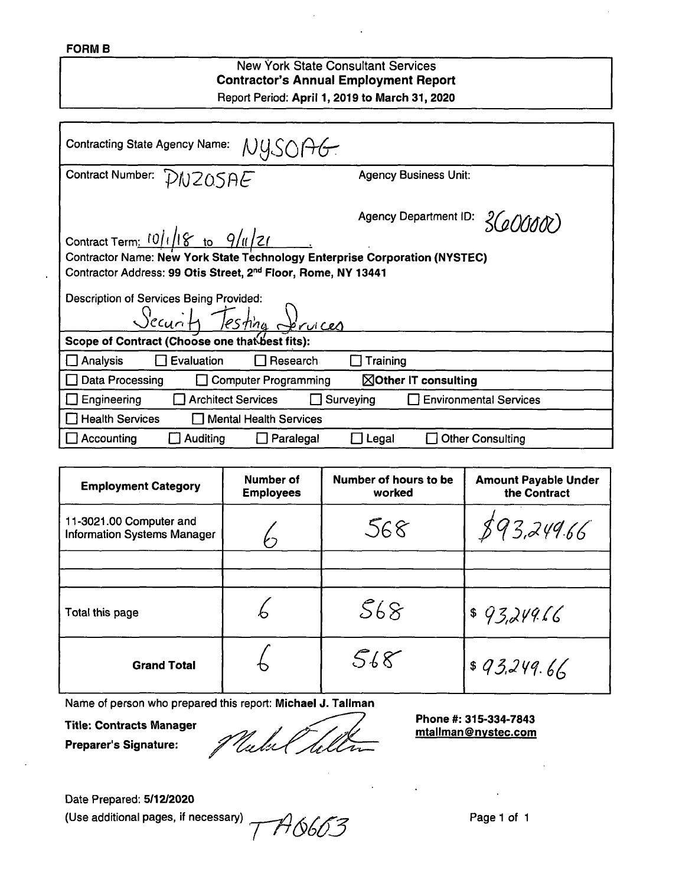**FORM B**

New York State Consultant Services
**Contractor's Annual Employment Report**
Report Period: **April 1, 2019 to March 31, 2020**

Contracting State Agency Name: NYSOAG

Contract Number: DNZ05AE

Agency Business Unit:

Agency Department ID: 3600000

Contract Term: 10/1/18 to 9/11/21

Contractor Name: **New York State Technology Enterprise Corporation (NYSTEC)**

Contractor Address: **99 Otis Street, 2nd Floor, Rome, NY 13441**

Description of Services Being Provided:
Security Testing Services

**Scope of Contract (Choose one that best fits):**

- ☐ Analysis ☐ Evaluation ☐ Research ☐ Training
- ☐ Data Processing ☐ Computer Programming ☒ **Other IT consulting**
- ☐ Engineering ☐ Architect Services ☐ Surveying ☐ Environmental Services
- ☐ Health Services ☐ Mental Health Services
- ☐ Accounting ☐ Auditing ☐ Paralegal ☐ Legal ☐ Other Consulting

| Employment Category | Number of Employees | Number of hours to be worked | Amount Payable Under the Contract |
|---|---|---|---|
| 11-3021.00 Computer and Information Systems Manager | 6 | 568 | $93,249.66 |
| | | | |
| | | | |
| Total this page | 6 | 568 | $ 93,249.66 |
| **Grand Total** | 6 | 568 | $ 93,249.66 |

Name of person who prepared this report: **Michael J. Tallman**

**Title: Contracts Manager**

**Preparer's Signature:** [signature]

**Phone #: 315-334-7843**
mtallman@nystec.com

Date Prepared: **5/12/2020**

(Use additional pages, if necessary) TA0663